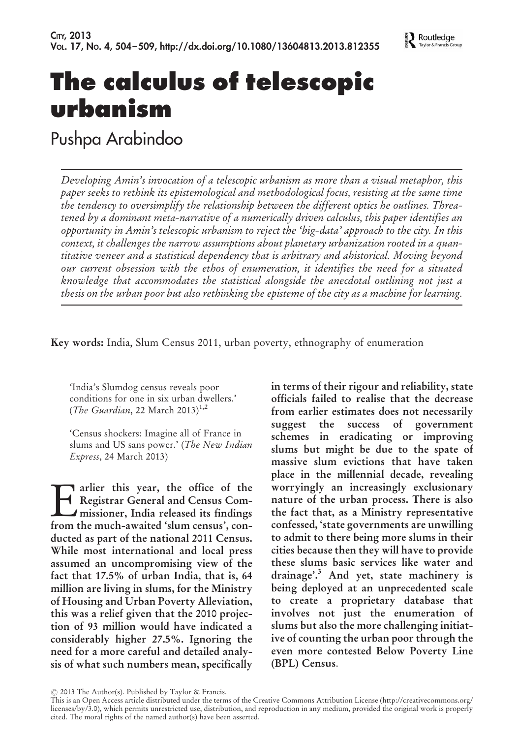# The calculus of telescopic urbanism

Pushpa Arabindoo

*Developing Amin's invocation of a telescopic urbanism as more than a visual metaphor, this paper seeks to rethink its epistemological and methodological focus, resisting at the same time the tendency to oversimplify the relationship between the different optics he outlines. Threatened by a dominant meta-narrative of a numerically driven calculus, this paper identifies an opportunity in Amin's telescopic urbanism to reject the 'big-data' approach to the city. In this context, it challenges the narrow assumptions about planetary urbanization rooted in a quantitative veneer and a statistical dependency that is arbitrary and ahistorical. Moving beyond our current obsession with the ethos of enumeration, it identifies the need for a situated knowledge that accommodates the statistical alongside the anecdotal outlining not just a thesis on the urban poor but also rethinking the episteme of the city as a machine for learning.*

**Key words:** India, Slum Census 2011, urban poverty, ethnography of enumeration

> 'India's Slumdog census reveals poor conditions for one in six urban dwellers.' (*The Guardian*, 22 March 2013)[1,2]

> 'Census shockers: Imagine all of France in slums and US sans power.' (*The New Indian Express*, 24 March 2013)

**Earlier this year, the office of the Registrar General and Census Commissioner, India released its findings from the much-awaited 'slum census', conducted as part of the national 2011 Census. While most international and local press assumed an uncompromising view of the fact that 17.5% of urban India, that is, 64 million are living in slums, for the Ministry of Housing and Urban Poverty Alleviation, this was a relief given that the 2010 projection of 93 million would have indicated a considerably higher 27.5%. Ignoring the need for a more careful and detailed analysis of what such numbers mean, specifically in terms of their rigour and reliability, state officials failed to realise that the decrease from earlier estimates does not necessarily suggest the success of government schemes in eradicating or improving slums but might be due to the spate of massive slum evictions that have taken place in the millennial decade, revealing worryingly an increasingly exclusionary nature of the urban process. There is also the fact that, as a Ministry representative confessed, 'state governments are unwilling to admit to there being more slums in their cities because then they will have to provide these slums basic services like water and drainage'.[3] And yet, state machinery is being deployed at an unprecedented scale to create a proprietary database that involves not just the enumeration of slums but also the more challenging initiative of counting the urban poor through the even more contested Below Poverty Line (BPL) Census.**

© 2013 The Author(s). Published by Taylor & Francis.
This is an Open Access article distributed under the terms of the Creative Commons Attribution License (http://creativecommons.org/licenses/by/3.0), which permits unrestricted use, distribution, and reproduction in any medium, provided the original work is properly cited. The moral rights of the named author(s) have been asserted.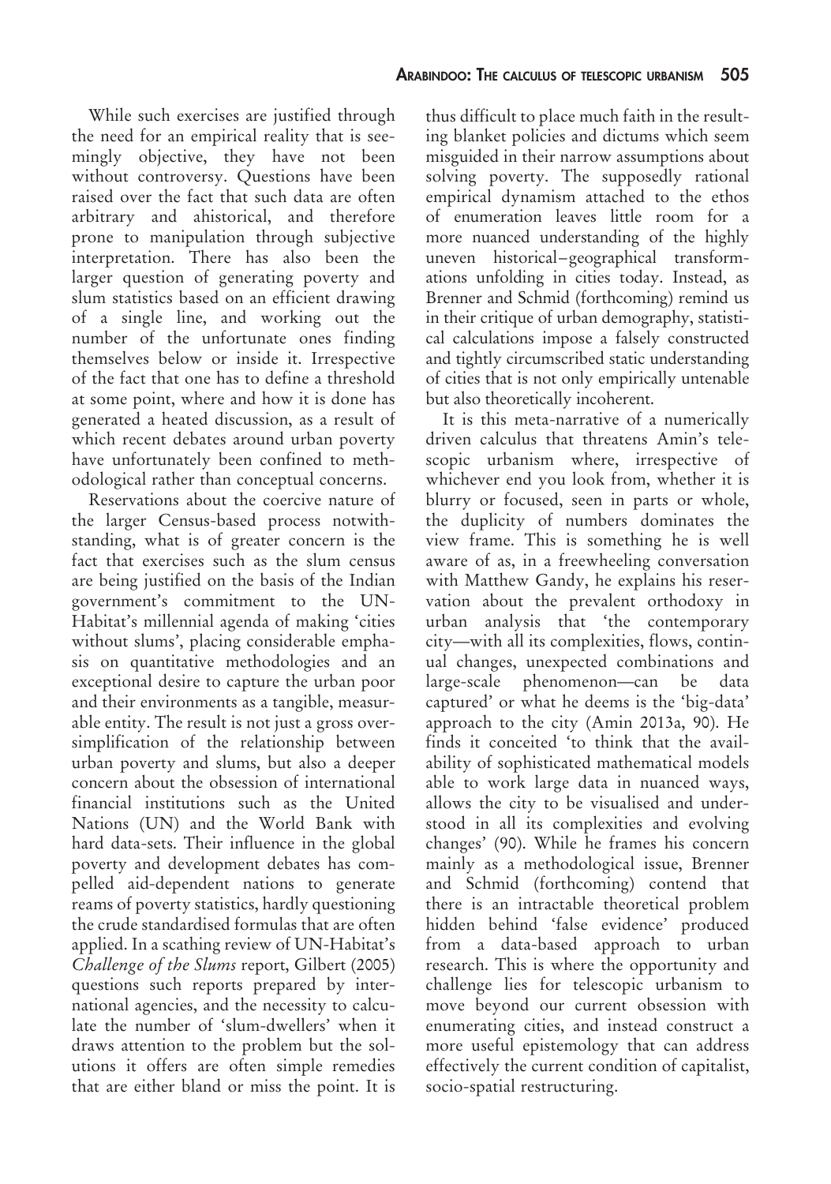While such exercises are justified through the need for an empirical reality that is seemingly objective, they have not been without controversy. Questions have been raised over the fact that such data are often arbitrary and ahistorical, and therefore prone to manipulation through subjective interpretation. There has also been the larger question of generating poverty and slum statistics based on an efficient drawing of a single line, and working out the number of the unfortunate ones finding themselves below or inside it. Irrespective of the fact that one has to define a threshold at some point, where and how it is done has generated a heated discussion, as a result of which recent debates around urban poverty have unfortunately been confined to methodological rather than conceptual concerns.

Reservations about the coercive nature of the larger Census-based process notwithstanding, what is of greater concern is the fact that exercises such as the slum census are being justified on the basis of the Indian government's commitment to the UN-Habitat's millennial agenda of making 'cities without slums', placing considerable emphasis on quantitative methodologies and an exceptional desire to capture the urban poor and their environments as a tangible, measurable entity. The result is not just a gross oversimplification of the relationship between urban poverty and slums, but also a deeper concern about the obsession of international financial institutions such as the United Nations (UN) and the World Bank with hard data-sets. Their influence in the global poverty and development debates has compelled aid-dependent nations to generate reams of poverty statistics, hardly questioning the crude standardised formulas that are often applied. In a scathing review of UN-Habitat's *Challenge of the Slums* report, Gilbert (2005) questions such reports prepared by international agencies, and the necessity to calculate the number of 'slum-dwellers' when it draws attention to the problem but the solutions it offers are often simple remedies that are either bland or miss the point. It is thus difficult to place much faith in the resulting blanket policies and dictums which seem misguided in their narrow assumptions about solving poverty. The supposedly rational empirical dynamism attached to the ethos of enumeration leaves little room for a more nuanced understanding of the highly uneven historical–geographical transformations unfolding in cities today. Instead, as Brenner and Schmid (forthcoming) remind us in their critique of urban demography, statistical calculations impose a falsely constructed and tightly circumscribed static understanding of cities that is not only empirically untenable but also theoretically incoherent.

It is this meta-narrative of a numerically driven calculus that threatens Amin's telescopic urbanism where, irrespective of whichever end you look from, whether it is blurry or focused, seen in parts or whole, the duplicity of numbers dominates the view frame. This is something he is well aware of as, in a freewheeling conversation with Matthew Gandy, he explains his reservation about the prevalent orthodoxy in urban analysis that 'the contemporary city—with all its complexities, flows, continual changes, unexpected combinations and large-scale phenomenon—can be data captured' or what he deems is the 'big-data' approach to the city (Amin 2013a, 90). He finds it conceited 'to think that the availability of sophisticated mathematical models able to work large data in nuanced ways, allows the city to be visualised and understood in all its complexities and evolving changes' (90). While he frames his concern mainly as a methodological issue, Brenner and Schmid (forthcoming) contend that there is an intractable theoretical problem hidden behind 'false evidence' produced from a data-based approach to urban research. This is where the opportunity and challenge lies for telescopic urbanism to move beyond our current obsession with enumerating cities, and instead construct a more useful epistemology that can address effectively the current condition of capitalist, socio-spatial restructuring.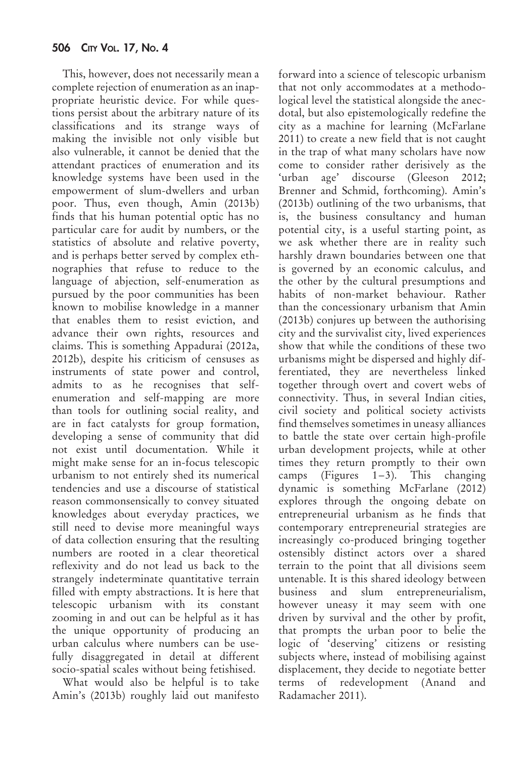This, however, does not necessarily mean a complete rejection of enumeration as an inappropriate heuristic device. For while questions persist about the arbitrary nature of its classifications and its strange ways of making the invisible not only visible but also vulnerable, it cannot be denied that the attendant practices of enumeration and its knowledge systems have been used in the empowerment of slum-dwellers and urban poor. Thus, even though, Amin (2013b) finds that his human potential optic has no particular care for audit by numbers, or the statistics of absolute and relative poverty, and is perhaps better served by complex ethnographies that refuse to reduce to the language of abjection, self-enumeration as pursued by the poor communities has been known to mobilise knowledge in a manner that enables them to resist eviction, and advance their own rights, resources and claims. This is something Appadurai (2012a, 2012b), despite his criticism of censuses as instruments of state power and control, admits to as he recognises that self-enumeration and self-mapping are more than tools for outlining social reality, and are in fact catalysts for group formation, developing a sense of community that did not exist until documentation. While it might make sense for an in-focus telescopic urbanism to not entirely shed its numerical tendencies and use a discourse of statistical reason commonsensically to convey situated knowledges about everyday practices, we still need to devise more meaningful ways of data collection ensuring that the resulting numbers are rooted in a clear theoretical reflexivity and do not lead us back to the strangely indeterminate quantitative terrain filled with empty abstractions. It is here that telescopic urbanism with its constant zooming in and out can be helpful as it has the unique opportunity of producing an urban calculus where numbers can be usefully disaggregated in detail at different socio-spatial scales without being fetishised.

What would also be helpful is to take Amin's (2013b) roughly laid out manifesto forward into a science of telescopic urbanism that not only accommodates at a methodological level the statistical alongside the anecdotal, but also epistemologically redefine the city as a machine for learning (McFarlane 2011) to create a new field that is not caught in the trap of what many scholars have now come to consider rather derisively as the 'urban age' discourse (Gleeson 2012; Brenner and Schmid, forthcoming). Amin's (2013b) outlining of the two urbanisms, that is, the business consultancy and human potential city, is a useful starting point, as we ask whether there are in reality such harshly drawn boundaries between one that is governed by an economic calculus, and the other by the cultural presumptions and habits of non-market behaviour. Rather than the concessionary urbanism that Amin (2013b) conjures up between the authorising city and the survivalist city, lived experiences show that while the conditions of these two urbanisms might be dispersed and highly differentiated, they are nevertheless linked together through overt and covert webs of connectivity. Thus, in several Indian cities, civil society and political society activists find themselves sometimes in uneasy alliances to battle the state over certain high-profile urban development projects, while at other times they return promptly to their own camps (Figures 1–3). This changing dynamic is something McFarlane (2012) explores through the ongoing debate on entrepreneurial urbanism as he finds that contemporary entrepreneurial strategies are increasingly co-produced bringing together ostensibly distinct actors over a shared terrain to the point that all divisions seem untenable. It is this shared ideology between business and slum entrepreneurialism, however uneasy it may seem with one driven by survival and the other by profit, that prompts the urban poor to belie the logic of 'deserving' citizens or resisting subjects where, instead of mobilising against displacement, they decide to negotiate better terms of redevelopment (Anand and Radamacher 2011).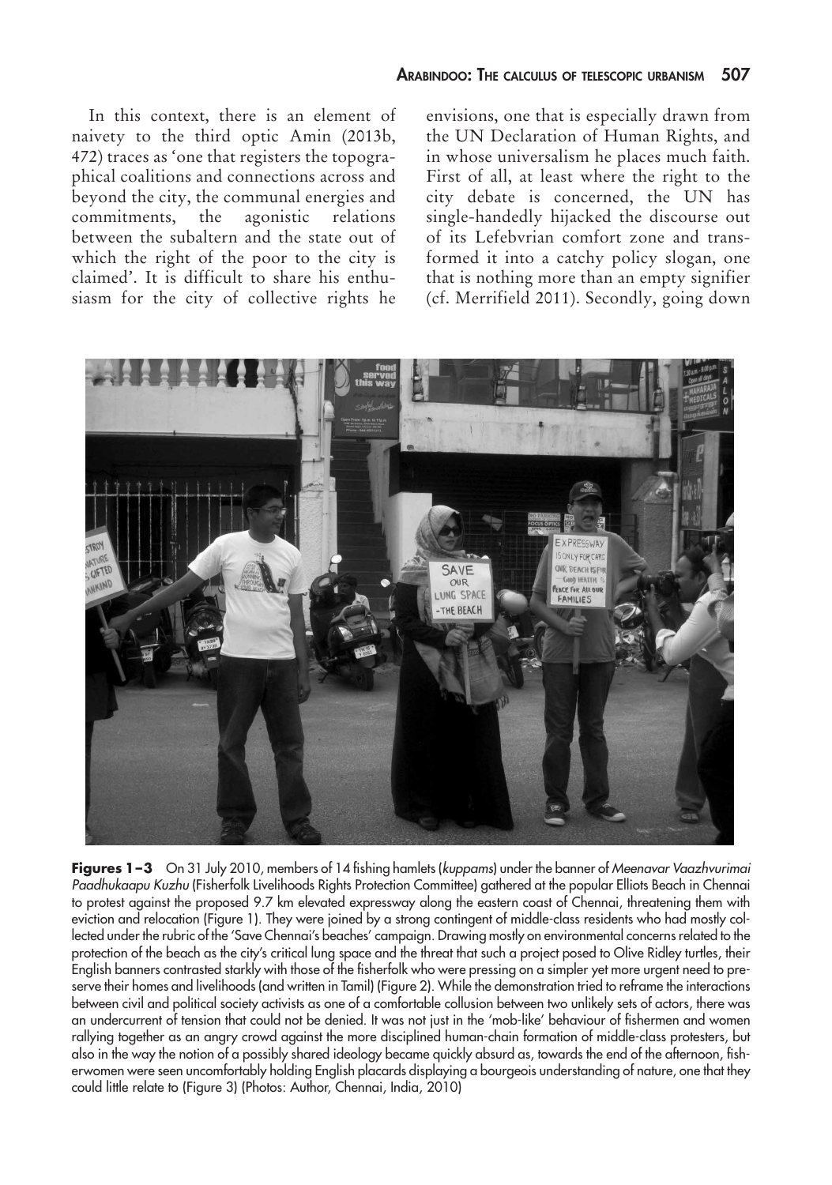In this context, there is an element of naivety to the third optic Amin (2013b, 472) traces as 'one that registers the topographical coalitions and connections across and beyond the city, the communal energies and commitments, the agonistic relations between the subaltern and the state out of which the right of the poor to the city is claimed'. It is difficult to share his enthusiasm for the city of collective rights he envisions, one that is especially drawn from the UN Declaration of Human Rights, and in whose universalism he places much faith. First of all, at least where the right to the city debate is concerned, the UN has single-handedly hijacked the discourse out of its Lefebvrian comfort zone and transformed it into a catchy policy slogan, one that is nothing more than an empty signifier (cf. Merrifield 2011). Secondly, going down

**Figures 1–3** On 31 July 2010, members of 14 fishing hamlets (*kuppams*) under the banner of *Meenavar Vaazhvurimai Paadhukaapu Kuzhu* (Fisherfolk Livelihoods Rights Protection Committee) gathered at the popular Elliots Beach in Chennai to protest against the proposed 9.7 km elevated expressway along the eastern coast of Chennai, threatening them with eviction and relocation (Figure 1). They were joined by a strong contingent of middle-class residents who had mostly collected under the rubric of the 'Save Chennai's beaches' campaign. Drawing mostly on environmental concerns related to the protection of the beach as the city's critical lung space and the threat that such a project posed to Olive Ridley turtles, their English banners contrasted starkly with those of the fisherfolk who were pressing on a simpler yet more urgent need to preserve their homes and livelihoods (and written in Tamil) (Figure 2). While the demonstration tried to reframe the interactions between civil and political society activists as one of a comfortable collusion between two unlikely sets of actors, there was an undercurrent of tension that could not be denied. It was not just in the 'mob-like' behaviour of fishermen and women rallying together as an angry crowd against the more disciplined human-chain formation of middle-class protesters, but also in the way the notion of a possibly shared ideology became quickly absurd as, towards the end of the afternoon, fisherwomen were seen uncomfortably holding English placards displaying a bourgeois understanding of nature, one that they could little relate to (Figure 3) (Photos: Author, Chennai, India, 2010)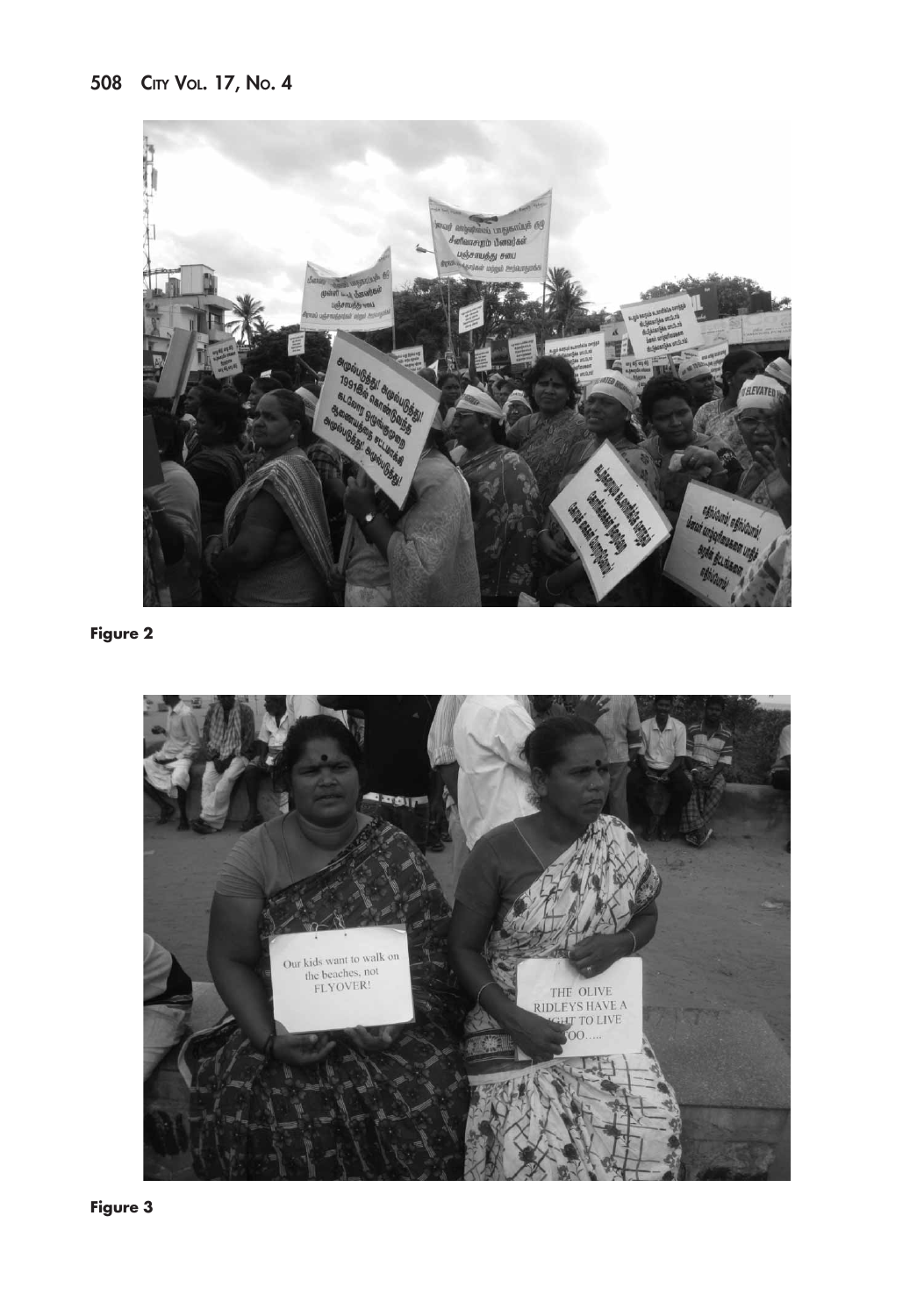Figure 2

Figure 3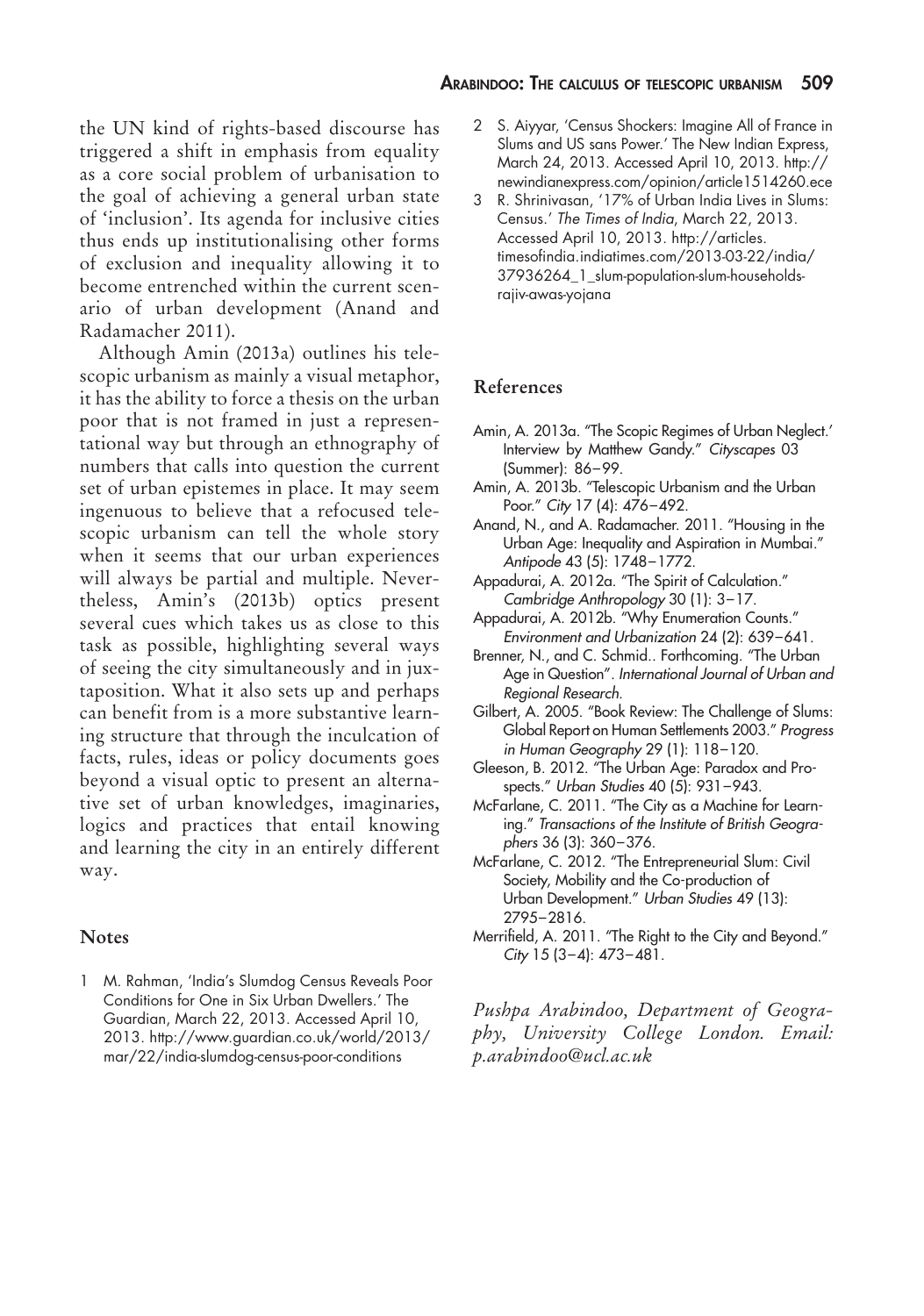the UN kind of rights-based discourse has triggered a shift in emphasis from equality as a core social problem of urbanisation to the goal of achieving a general urban state of 'inclusion'. Its agenda for inclusive cities thus ends up institutionalising other forms of exclusion and inequality allowing it to become entrenched within the current scenario of urban development (Anand and Radamacher 2011).

Although Amin (2013a) outlines his telescopic urbanism as mainly a visual metaphor, it has the ability to force a thesis on the urban poor that is not framed in just a representational way but through an ethnography of numbers that calls into question the current set of urban epistemes in place. It may seem ingenuous to believe that a refocused telescopic urbanism can tell the whole story when it seems that our urban experiences will always be partial and multiple. Nevertheless, Amin's (2013b) optics present several cues which takes us as close to this task as possible, highlighting several ways of seeing the city simultaneously and in juxtaposition. What it also sets up and perhaps can benefit from is a more substantive learning structure that through the inculcation of facts, rules, ideas or policy documents goes beyond a visual optic to present an alternative set of urban knowledges, imaginaries, logics and practices that entail knowing and learning the city in an entirely different way.

## Notes

1 M. Rahman, 'India's Slumdog Census Reveals Poor Conditions for One in Six Urban Dwellers.' The Guardian, March 22, 2013. Accessed April 10, 2013. http://www.guardian.co.uk/world/2013/mar/22/india-slumdog-census-poor-conditions

2 S. Aiyyar, 'Census Shockers: Imagine All of France in Slums and US sans Power.' The New Indian Express, March 24, 2013. Accessed April 10, 2013. http://newindianexpress.com/opinion/article1514260.ece

3 R. Shrinivasan, '17% of Urban India Lives in Slums: Census.' *The Times of India*, March 22, 2013. Accessed April 10, 2013. http://articles.timesofindia.indiatimes.com/2013-03-22/india/37936264_1_slum-population-slum-households-rajiv-awas-yojana

## References

Amin, A. 2013a. "The Scopic Regimes of Urban Neglect.' Interview by Matthew Gandy." *Cityscapes* 03 (Summer): 86–99.

Amin, A. 2013b. "Telescopic Urbanism and the Urban Poor." *City* 17 (4): 476–492.

Anand, N., and A. Radamacher. 2011. "Housing in the Urban Age: Inequality and Aspiration in Mumbai." *Antipode* 43 (5): 1748–1772.

Appadurai, A. 2012a. "The Spirit of Calculation." *Cambridge Anthropology* 30 (1): 3–17.

Appadurai, A. 2012b. "Why Enumeration Counts." *Environment and Urbanization* 24 (2): 639–641.

Brenner, N., and C. Schmid.. Forthcoming. "The Urban Age in Question". *International Journal of Urban and Regional Research*.

Gilbert, A. 2005. "Book Review: The Challenge of Slums: Global Report on Human Settlements 2003." *Progress in Human Geography* 29 (1): 118–120.

Gleeson, B. 2012. "The Urban Age: Paradox and Prospects." *Urban Studies* 40 (5): 931–943.

McFarlane, C. 2011. "The City as a Machine for Learning." *Transactions of the Institute of British Geographers* 36 (3): 360–376.

McFarlane, C. 2012. "The Entrepreneurial Slum: Civil Society, Mobility and the Co-production of Urban Development." *Urban Studies* 49 (13): 2795–2816.

Merrifield, A. 2011. "The Right to the City and Beyond." *City* 15 (3–4): 473–481.

*Pushpa Arabindoo, Department of Geography, University College London. Email: p.arabindoo@ucl.ac.uk*